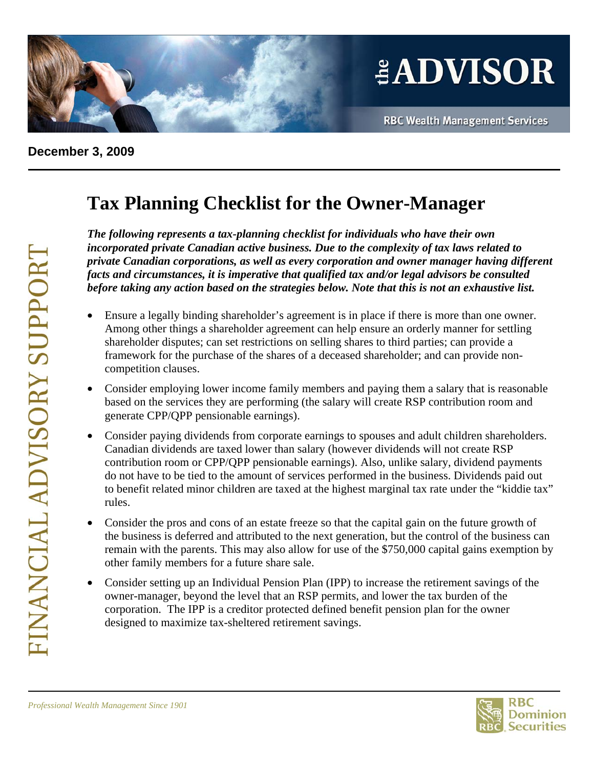# the ADVISOR

RBC Wealth Management Services

**December 3, 2009**

## Tax Planning Checklist for the Owner-Manager

***The following represents a tax-planning checklist for individuals who have their own incorporated private Canadian active business. Due to the complexity of tax laws related to private Canadian corporations, as well as every corporation and owner manager having different facts and circumstances, it is imperative that qualified tax and/or legal advisors be consulted before taking any action based on the strategies below. Note that this is not an exhaustive list.***

- Ensure a legally binding shareholder's agreement is in place if there is more than one owner. Among other things a shareholder agreement can help ensure an orderly manner for settling shareholder disputes; can set restrictions on selling shares to third parties; can provide a framework for the purchase of the shares of a deceased shareholder; and can provide non-competition clauses.
- Consider employing lower income family members and paying them a salary that is reasonable based on the services they are performing (the salary will create RSP contribution room and generate CPP/QPP pensionable earnings).
- Consider paying dividends from corporate earnings to spouses and adult children shareholders. Canadian dividends are taxed lower than salary (however dividends will not create RSP contribution room or CPP/QPP pensionable earnings). Also, unlike salary, dividend payments do not have to be tied to the amount of services performed in the business. Dividends paid out to benefit related minor children are taxed at the highest marginal tax rate under the "kiddie tax" rules.
- Consider the pros and cons of an estate freeze so that the capital gain on the future growth of the business is deferred and attributed to the next generation, but the control of the business can remain with the parents. This may also allow for use of the $750,000 capital gains exemption by other family members for a future share sale.
- Consider setting up an Individual Pension Plan (IPP) to increase the retirement savings of the owner-manager, beyond the level that an RSP permits, and lower the tax burden of the corporation. The IPP is a creditor protected defined benefit pension plan for the owner designed to maximize tax-sheltered retirement savings.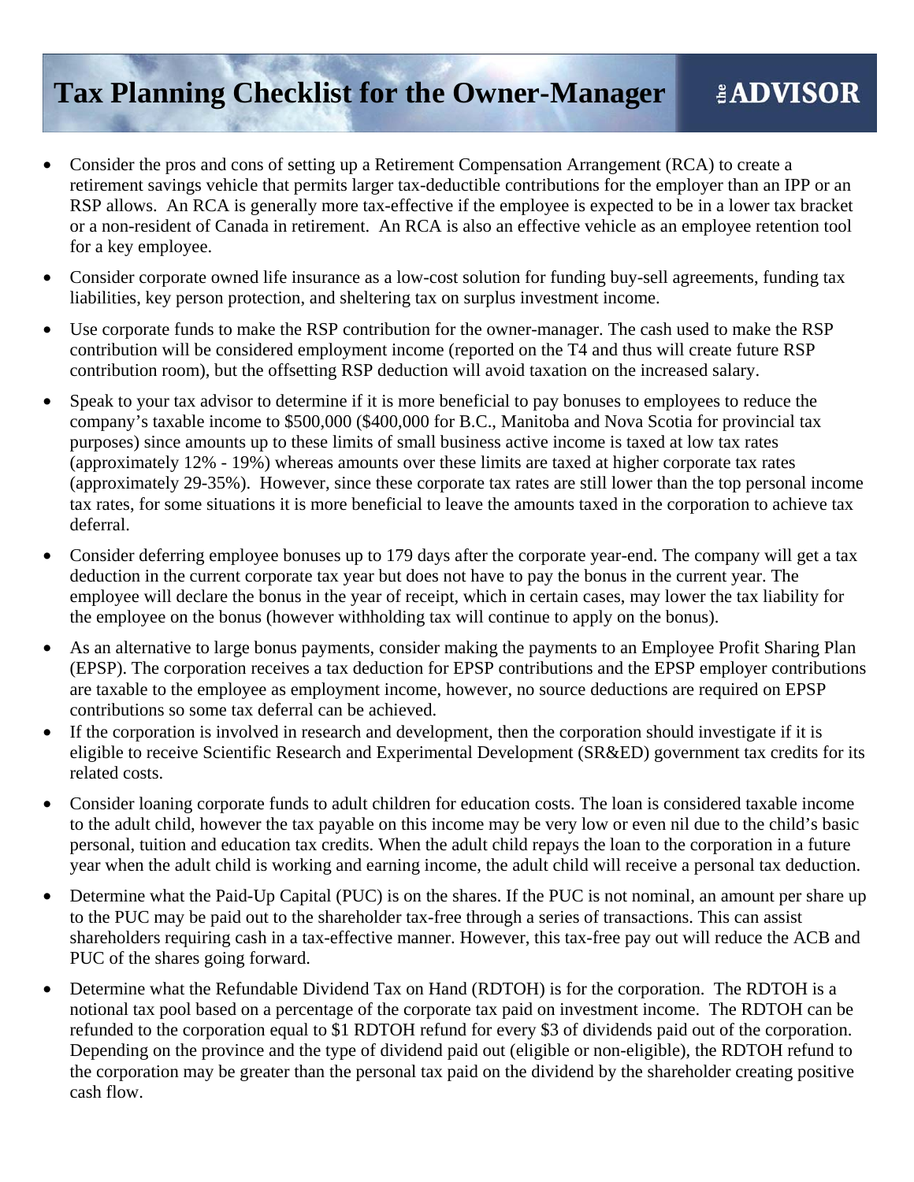- Consider the pros and cons of setting up a Retirement Compensation Arrangement (RCA) to create a retirement savings vehicle that permits larger tax-deductible contributions for the employer than an IPP or an RSP allows. An RCA is generally more tax-effective if the employee is expected to be in a lower tax bracket or a non-resident of Canada in retirement. An RCA is also an effective vehicle as an employee retention tool for a key employee.

- Consider corporate owned life insurance as a low-cost solution for funding buy-sell agreements, funding tax liabilities, key person protection, and sheltering tax on surplus investment income.

- Use corporate funds to make the RSP contribution for the owner-manager. The cash used to make the RSP contribution will be considered employment income (reported on the T4 and thus will create future RSP contribution room), but the offsetting RSP deduction will avoid taxation on the increased salary.

- Speak to your tax advisor to determine if it is more beneficial to pay bonuses to employees to reduce the company's taxable income to $500,000 ($400,000 for B.C., Manitoba and Nova Scotia for provincial tax purposes) since amounts up to these limits of small business active income is taxed at low tax rates (approximately 12% - 19%) whereas amounts over these limits are taxed at higher corporate tax rates (approximately 29-35%). However, since these corporate tax rates are still lower than the top personal income tax rates, for some situations it is more beneficial to leave the amounts taxed in the corporation to achieve tax deferral.

- Consider deferring employee bonuses up to 179 days after the corporate year-end. The company will get a tax deduction in the current corporate tax year but does not have to pay the bonus in the current year. The employee will declare the bonus in the year of receipt, which in certain cases, may lower the tax liability for the employee on the bonus (however withholding tax will continue to apply on the bonus).

- As an alternative to large bonus payments, consider making the payments to an Employee Profit Sharing Plan (EPSP). The corporation receives a tax deduction for EPSP contributions and the EPSP employer contributions are taxable to the employee as employment income, however, no source deductions are required on EPSP contributions so some tax deferral can be achieved.

- If the corporation is involved in research and development, then the corporation should investigate if it is eligible to receive Scientific Research and Experimental Development (SR&ED) government tax credits for its related costs.

- Consider loaning corporate funds to adult children for education costs. The loan is considered taxable income to the adult child, however the tax payable on this income may be very low or even nil due to the child's basic personal, tuition and education tax credits. When the adult child repays the loan to the corporation in a future year when the adult child is working and earning income, the adult child will receive a personal tax deduction.

- Determine what the Paid-Up Capital (PUC) is on the shares. If the PUC is not nominal, an amount per share up to the PUC may be paid out to the shareholder tax-free through a series of transactions. This can assist shareholders requiring cash in a tax-effective manner. However, this tax-free pay out will reduce the ACB and PUC of the shares going forward.

- Determine what the Refundable Dividend Tax on Hand (RDTOH) is for the corporation. The RDTOH is a notional tax pool based on a percentage of the corporate tax paid on investment income. The RDTOH can be refunded to the corporation equal to $1 RDTOH refund for every $3 of dividends paid out of the corporation. Depending on the province and the type of dividend paid out (eligible or non-eligible), the RDTOH refund to the corporation may be greater than the personal tax paid on the dividend by the shareholder creating positive cash flow.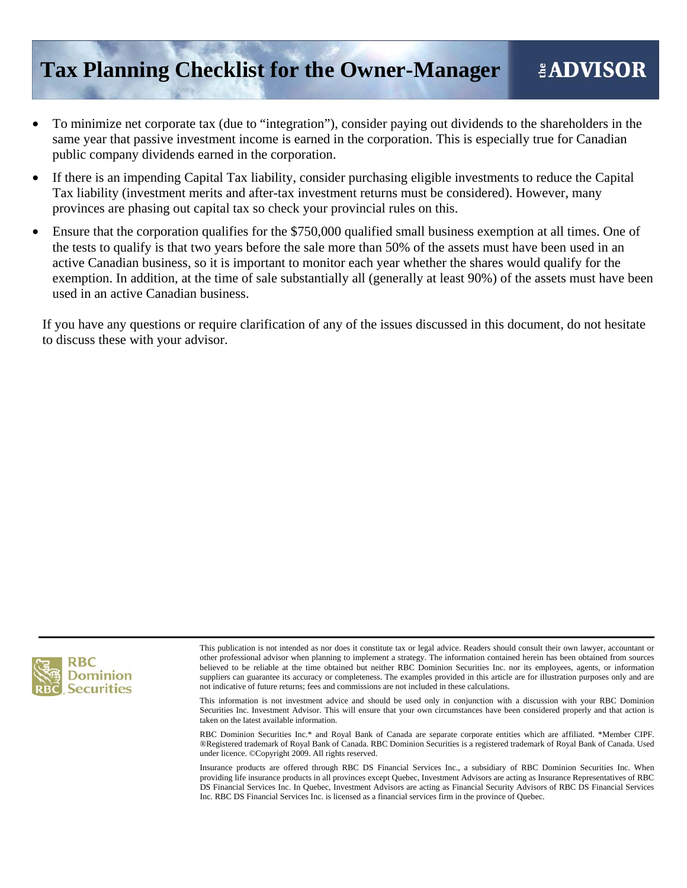- To minimize net corporate tax (due to "integration"), consider paying out dividends to the shareholders in the same year that passive investment income is earned in the corporation. This is especially true for Canadian public company dividends earned in the corporation.
- If there is an impending Capital Tax liability, consider purchasing eligible investments to reduce the Capital Tax liability (investment merits and after-tax investment returns must be considered). However, many provinces are phasing out capital tax so check your provincial rules on this.
- Ensure that the corporation qualifies for the $750,000 qualified small business exemption at all times. One of the tests to qualify is that two years before the sale more than 50% of the assets must have been used in an active Canadian business, so it is important to monitor each year whether the shares would qualify for the exemption. In addition, at the time of sale substantially all (generally at least 90%) of the assets must have been used in an active Canadian business.

If you have any questions or require clarification of any of the issues discussed in this document, do not hesitate to discuss these with your advisor.

---

RBC Dominion Securities

This publication is not intended as nor does it constitute tax or legal advice. Readers should consult their own lawyer, accountant or other professional advisor when planning to implement a strategy. The information contained herein has been obtained from sources believed to be reliable at the time obtained but neither RBC Dominion Securities Inc. nor its employees, agents, or information suppliers can guarantee its accuracy or completeness. The examples provided in this article are for illustration purposes only and are not indicative of future returns; fees and commissions are not included in these calculations.

This information is not investment advice and should be used only in conjunction with a discussion with your RBC Dominion Securities Inc. Investment Advisor. This will ensure that your own circumstances have been considered properly and that action is taken on the latest available information.

RBC Dominion Securities Inc.* and Royal Bank of Canada are separate corporate entities which are affiliated. *Member CIPF. ®Registered trademark of Royal Bank of Canada. RBC Dominion Securities is a registered trademark of Royal Bank of Canada. Used under licence. ©Copyright 2009. All rights reserved.

Insurance products are offered through RBC DS Financial Services Inc., a subsidiary of RBC Dominion Securities Inc. When providing life insurance products in all provinces except Quebec, Investment Advisors are acting as Insurance Representatives of RBC DS Financial Services Inc. In Quebec, Investment Advisors are acting as Financial Security Advisors of RBC DS Financial Services Inc. RBC DS Financial Services Inc. is licensed as a financial services firm in the province of Quebec.